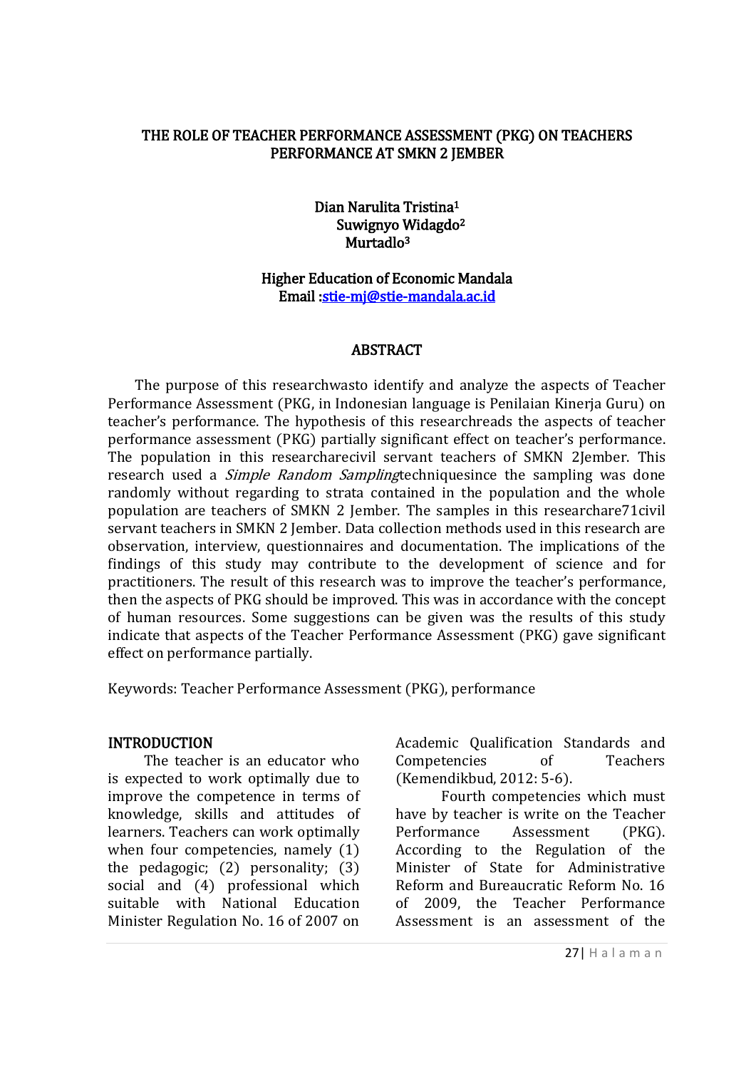# THE ROLE OF TEACHER PERFORMANCE ASSESSMENT (PKG) ON TEACHERS PERFORMANCE AT SMKN 2 JEMBER

Dian Narulita Tristina[1]
Suwignyo Widagdo[2]
Murtadlo[3]

Higher Education of Economic Mandala
Email :stie-mj@stie-mandala.ac.id

## ABSTRACT

The purpose of this researchwasto identify and analyze the aspects of Teacher Performance Assessment (PKG, in Indonesian language is Penilaian Kinerja Guru) on teacher's performance. The hypothesis of this researchreads the aspects of teacher performance assessment (PKG) partially significant effect on teacher's performance. The population in this researcharecivil servant teachers of SMKN 2Jember. This research used a *Simple Random Sampling*techniquesince the sampling was done randomly without regarding to strata contained in the population and the whole population are teachers of SMKN 2 Jember. The samples in this researchare71civil servant teachers in SMKN 2 Jember. Data collection methods used in this research are observation, interview, questionnaires and documentation. The implications of the findings of this study may contribute to the development of science and for practitioners. The result of this research was to improve the teacher's performance, then the aspects of PKG should be improved. This was in accordance with the concept of human resources. Some suggestions can be given was the results of this study indicate that aspects of the Teacher Performance Assessment (PKG) gave significant effect on performance partially.

Keywords: Teacher Performance Assessment (PKG), performance

## INTRODUCTION

The teacher is an educator who is expected to work optimally due to improve the competence in terms of knowledge, skills and attitudes of learners. Teachers can work optimally when four competencies, namely (1) the pedagogic; (2) personality; (3) social and (4) professional which suitable with National Education Minister Regulation No. 16 of 2007 on Academic Qualification Standards and Competencies of Teachers (Kemendikbud, 2012: 5-6).

Fourth competencies which must have by teacher is write on the Teacher Performance Assessment (PKG). According to the Regulation of the Minister of State for Administrative Reform and Bureaucratic Reform No. 16 of 2009, the Teacher Performance Assessment is an assessment of the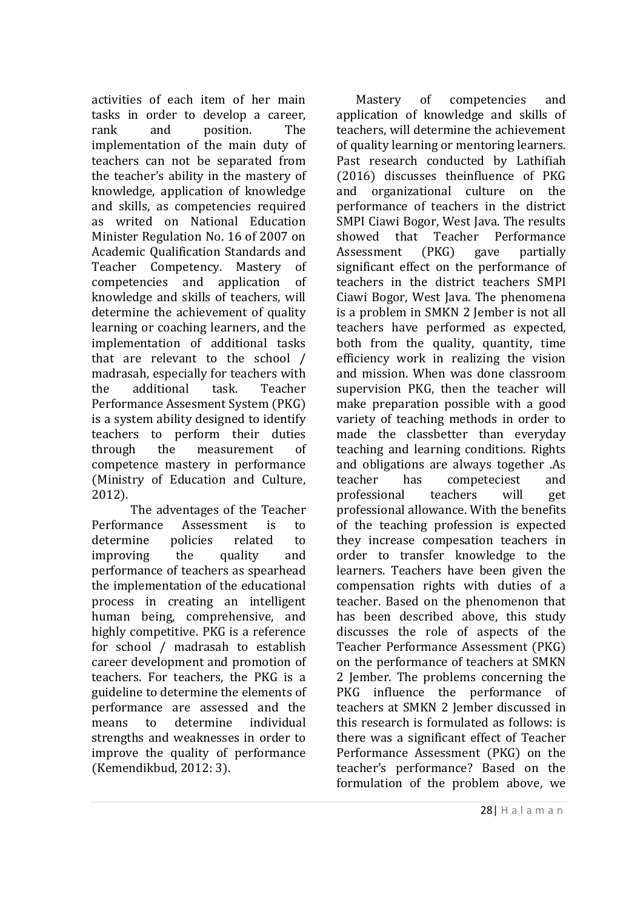activities of each item of her main tasks in order to develop a career, rank and position. The implementation of the main duty of teachers can not be separated from the teacher's ability in the mastery of knowledge, application of knowledge and skills, as competencies required as writed on National Education Minister Regulation No. 16 of 2007 on Academic Qualification Standards and Teacher Competency. Mastery of competencies and application of knowledge and skills of teachers, will determine the achievement of quality learning or coaching learners, and the implementation of additional tasks that are relevant to the school / madrasah, especially for teachers with the additional task. Teacher Performance Assesment System (PKG) is a system ability designed to identify teachers to perform their duties through the measurement of competence mastery in performance (Ministry of Education and Culture, 2012).

The adventages of the Teacher Performance Assessment is to determine policies related to improving the quality and performance of teachers as spearhead the implementation of the educational process in creating an intelligent human being, comprehensive, and highly competitive. PKG is a reference for school / madrasah to establish career development and promotion of teachers. For teachers, the PKG is a guideline to determine the elements of performance are assessed and the means to determine individual strengths and weaknesses in order to improve the quality of performance (Kemendikbud, 2012: 3).

Mastery of competencies and application of knowledge and skills of teachers, will determine the achievement of quality learning or mentoring learners. Past research conducted by Lathifiah (2016) discusses theinfluence of PKG and organizational culture on the performance of teachers in the district SMPI Ciawi Bogor, West Java. The results showed that Teacher Performance Assessment (PKG) gave partially significant effect on the performance of teachers in the district teachers SMPI Ciawi Bogor, West Java. The phenomena is a problem in SMKN 2 Jember is not all teachers have performed as expected, both from the quality, quantity, time efficiency work in realizing the vision and mission. When was done classroom supervision PKG, then the teacher will make preparation possible with a good variety of teaching methods in order to made the classbetter than everyday teaching and learning conditions. Rights and obligations are always together .As teacher has competeciest and professional teachers will get professional allowance. With the benefits of the teaching profession is expected they increase compesation teachers in order to transfer knowledge to the learners. Teachers have been given the compensation rights with duties of a teacher. Based on the phenomenon that has been described above, this study discusses the role of aspects of the Teacher Performance Assessment (PKG) on the performance of teachers at SMKN 2 Jember. The problems concerning the PKG influence the performance of teachers at SMKN 2 Jember discussed in this research is formulated as follows: is there was a significant effect of Teacher Performance Assessment (PKG) on the teacher's performance? Based on the formulation of the problem above, we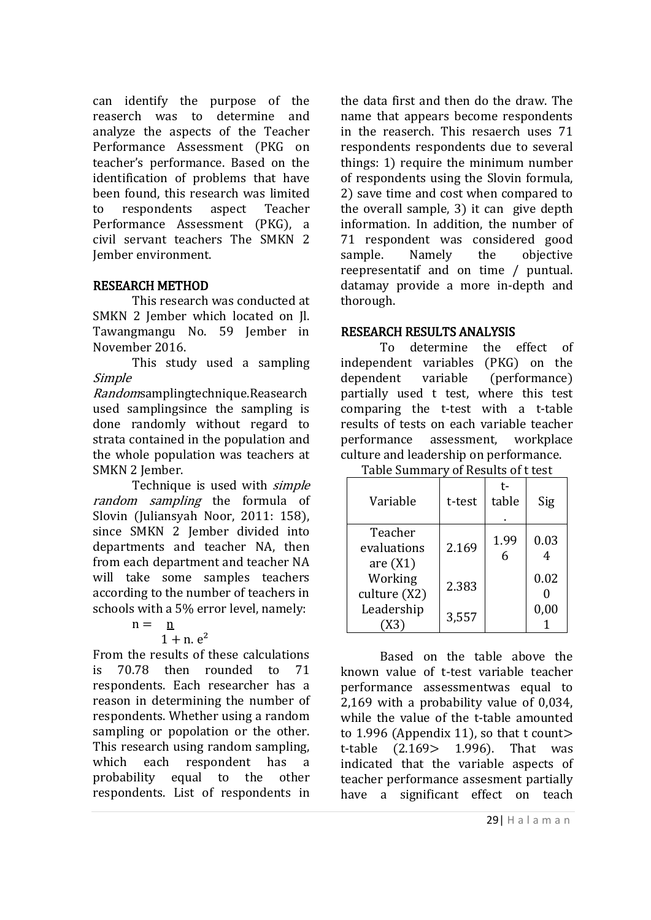can identify the purpose of the reaserch was to determine and analyze the aspects of the Teacher Performance Assessment (PKG on teacher's performance. Based on the identification of problems that have been found, this research was limited to respondents aspect Teacher Performance Assessment (PKG), a civil servant teachers The SMKN 2 Jember environment.

## RESEARCH METHOD

This research was conducted at SMKN 2 Jember which located on Jl. Tawangmangu No. 59 Jember in November 2016.

This study used a sampling *Simple Random*samplingtechnique.Reasearch used samplingsince the sampling is done randomly without regard to strata contained in the population and the whole population was teachers at SMKN 2 Jember.

Technique is used with *simple random sampling* the formula of Slovin (Juliansyah Noor, 2011: 158), since SMKN 2 Jember divided into departments and teacher NA, then from each department and teacher NA will take some samples teachers according to the number of teachers in schools with a 5% error level, namely:

$$n = \frac{n}{1 + n.\, e^2}$$

From the results of these calculations is 70.78 then rounded to 71 respondents. Each researcher has a reason in determining the number of respondents. Whether using a random sampling or popolation or the other. This research using random sampling, which each respondent has a probability equal to the other respondents. List of respondents in the data first and then do the draw. The name that appears become respondents in the reaserch. This resaerch uses 71 respondents respondents due to several things: 1) require the minimum number of respondents using the Slovin formula, 2) save time and cost when compared to the overall sample, 3) it can give depth information. In addition, the number of 71 respondent was considered good sample. Namely the objective reepresentatif and on time / puntual. datamay provide a more in-depth and thorough.

## RESEARCH RESULTS ANALYSIS

To determine the effect of independent variables (PKG) on the dependent variable (performance) partially used t test, where this test comparing the t-test with a t-table results of tests on each variable teacher performance assessment, workplace culture and leadership on performance.

Table Summary of Results of t test

| Variable | t-test | t-table. | Sig |
|---|---|---|---|
| Teacher evaluations are (X1) | 2.169 | 1.996 | 0.034 |
| Working culture (X2) | 2.383 | | 0.020 |
| Leadership (X3) | 3,557 | | 0,001 |

Based on the table above the known value of t-test variable teacher performance assessmentwas equal to 2,169 with a probability value of 0,034, while the value of the t-table amounted to 1.996 (Appendix 11), so that t count> t-table (2.169> 1.996). That was indicated that the variable aspects of teacher performance assesment partially have a significant effect on teach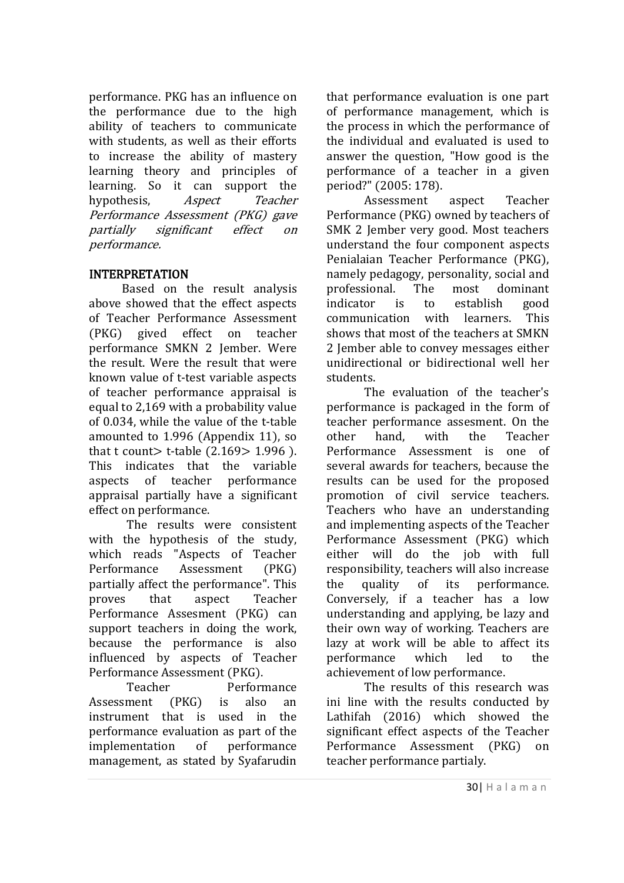performance. PKG has an influence on the performance due to the high ability of teachers to communicate with students, as well as their efforts to increase the ability of mastery learning theory and principles of learning. So it can support the hypothesis, *Aspect Teacher Performance Assessment (PKG) gave partially significant effect on performance.*

## INTERPRETATION

Based on the result analysis above showed that the effect aspects of Teacher Performance Assessment (PKG) gived effect on teacher performance SMKN 2 Jember. Were the result. Were the result that were known value of t-test variable aspects of teacher performance appraisal is equal to 2,169 with a probability value of 0.034, while the value of the t-table amounted to 1.996 (Appendix 11), so that t count> t-table (2.169> 1.996 ). This indicates that the variable aspects of teacher performance appraisal partially have a significant effect on performance.

The results were consistent with the hypothesis of the study, which reads "Aspects of Teacher Performance Assessment (PKG) partially affect the performance". This proves that aspect Teacher Performance Assesment (PKG) can support teachers in doing the work, because the performance is also influenced by aspects of Teacher Performance Assessment (PKG).

Teacher Performance Assessment (PKG) is also an instrument that is used in the performance evaluation as part of the implementation of performance management, as stated by Syafarudin that performance evaluation is one part of performance management, which is the process in which the performance of the individual and evaluated is used to answer the question, "How good is the performance of a teacher in a given period?" (2005: 178).

Assessment aspect Teacher Performance (PKG) owned by teachers of SMK 2 Jember very good. Most teachers understand the four component aspects Penialaian Teacher Performance (PKG), namely pedagogy, personality, social and professional. The most dominant indicator is to establish good communication with learners. This shows that most of the teachers at SMKN 2 Jember able to convey messages either unidirectional or bidirectional well her students.

The evaluation of the teacher's performance is packaged in the form of teacher performance assesment. On the other hand, with the Teacher Performance Assessment is one of several awards for teachers, because the results can be used for the proposed promotion of civil service teachers. Teachers who have an understanding and implementing aspects of the Teacher Performance Assessment (PKG) which either will do the job with full responsibility, teachers will also increase the quality of its performance. Conversely, if a teacher has a low understanding and applying, be lazy and their own way of working. Teachers are lazy at work will be able to affect its performance which led to the achievement of low performance.

The results of this research was ini line with the results conducted by Lathifah (2016) which showed the significant effect aspects of the Teacher Performance Assessment (PKG) on teacher performance partialy.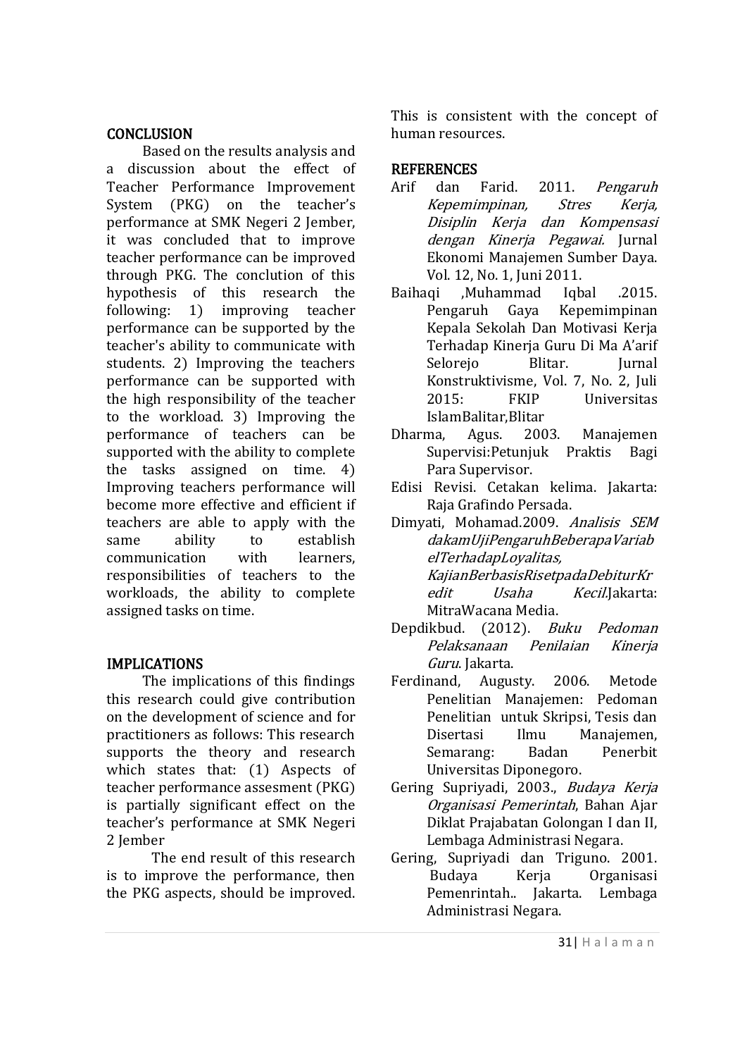## CONCLUSION

Based on the results analysis and a discussion about the effect of Teacher Performance Improvement System (PKG) on the teacher's performance at SMK Negeri 2 Jember, it was concluded that to improve teacher performance can be improved through PKG. The conclution of this hypothesis of this research the following: 1) improving teacher performance can be supported by the teacher's ability to communicate with students. 2) Improving the teachers performance can be supported with the high responsibility of the teacher to the workload. 3) Improving the performance of teachers can be supported with the ability to complete the tasks assigned on time. 4) Improving teachers performance will become more effective and efficient if teachers are able to apply with the same ability to establish communication with learners, responsibilities of teachers to the workloads, the ability to complete assigned tasks on time.

## IMPLICATIONS

The implications of this findings this research could give contribution on the development of science and for practitioners as follows: This research supports the theory and research which states that: (1) Aspects of teacher performance assesment (PKG) is partially significant effect on the teacher's performance at SMK Negeri 2 Jember

The end result of this research is to improve the performance, then the PKG aspects, should be improved. This is consistent with the concept of human resources.

## REFERENCES

Arif dan Farid. 2011. *Pengaruh Kepemimpinan, Stres Kerja, Disiplin Kerja dan Kompensasi dengan Kinerja Pegawai.* Jurnal Ekonomi Manajemen Sumber Daya. Vol. 12, No. 1, Juni 2011.

Baihaqi ,Muhammad Iqbal .2015. Pengaruh Gaya Kepemimpinan Kepala Sekolah Dan Motivasi Kerja Terhadap Kinerja Guru Di Ma A'arif Selorejo Blitar. Jurnal Konstruktivisme, Vol. 7, No. 2, Juli 2015: FKIP Universitas IslamBalitar,Blitar

Dharma, Agus. 2003. Manajemen Supervisi:Petunjuk Praktis Bagi Para Supervisor.

Edisi Revisi. Cetakan kelima. Jakarta: Raja Grafindo Persada.

Dimyati, Mohamad.2009. *Analisis SEM dakamUjiPengaruhBeberapaVariabelTerhadapLoyalitas, KajianBerbasisRisetpadaDebiturKredit Usaha Kecil.*Jakarta: MitraWacana Media.

Depdikbud. (2012). *Buku Pedoman Pelaksanaan Penilaian Kinerja Guru*. Jakarta.

Ferdinand, Augusty. 2006. Metode Penelitian Manajemen: Pedoman Penelitian untuk Skripsi, Tesis dan Disertasi Ilmu Manajemen, Semarang: Badan Penerbit Universitas Diponegoro.

Gering Supriyadi, 2003., *Budaya Kerja Organisasi Pemerintah*, Bahan Ajar Diklat Prajabatan Golongan I dan II, Lembaga Administrasi Negara.

Gering, Supriyadi dan Triguno. 2001. Budaya Kerja Organisasi Pemenrintah.. Jakarta. Lembaga Administrasi Negara.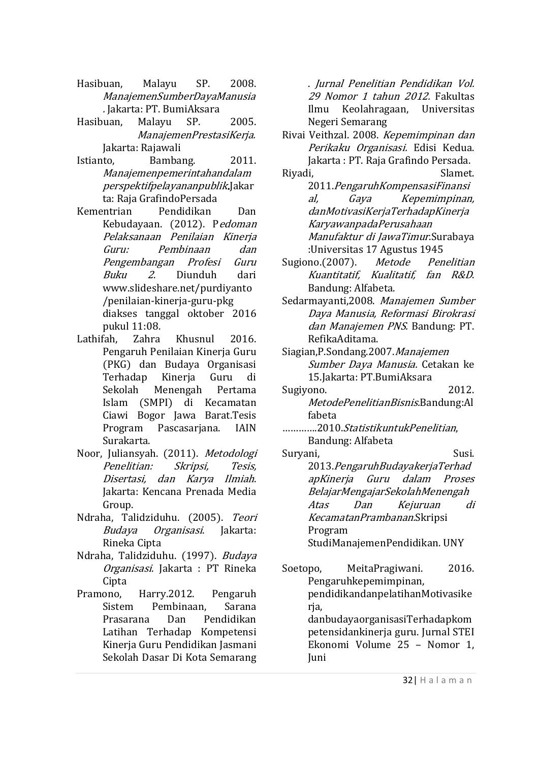Hasibuan, Malayu SP. 2008. *ManajemenSumberDayaManusia*. Jakarta: PT. BumiAksara

Hasibuan, Malayu SP. 2005. *ManajemenPrestasiKerja.* Jakarta: Rajawali

Istianto, Bambang. 2011. *Manajemenpemerintahandalam perspektifpelayananpublik*.Jakarta: Raja GrafindoPersada

Kementrian Pendidikan Dan Kebudayaan. (2012). P*edoman Pelaksanaan Penilaian Kinerja Guru: Pembinaan dan Pengembangan Profesi Guru Buku 2*. Diunduh dari www.slideshare.net/purdiyanto/penilaian-kinerja-guru-pkg diakses tanggal oktober 2016 pukul 11:08.

Lathifah, Zahra Khusnul 2016. Pengaruh Penilaian Kinerja Guru (PKG) dan Budaya Organisasi Terhadap Kinerja Guru di Sekolah Menengah Pertama Islam (SMPI) di Kecamatan Ciawi Bogor Jawa Barat.Tesis Program Pascasarjana. IAIN Surakarta.

Noor, Juliansyah. (2011). *Metodologi Penelitian: Skripsi, Tesis, Disertasi, dan Karya Ilmiah*. Jakarta: Kencana Prenada Media Group.

Ndraha, Talidziduhu. (2005). *Teori Budaya Organisasi*. Jakarta: Rineka Cipta

Ndraha, Talidziduhu. (1997). *Budaya Organisasi*. Jakarta : PT Rineka Cipta

Pramono, Harry.2012. Pengaruh Sistem Pembinaan, Sarana Prasarana Dan Pendidikan Latihan Terhadap Kompetensi Kinerja Guru Pendidikan Jasmani Sekolah Dasar Di Kota Semarang. *Jurnal Penelitian Pendidikan Vol. 29 Nomor 1 tahun 2012.* Fakultas Ilmu Keolahragaan, Universitas Negeri Semarang

Rivai Veithzal. 2008. *Kepemimpinan dan Perikaku Organisasi.* Edisi Kedua. Jakarta : PT. Raja Grafindo Persada.

Riyadi, Slamet. 2011.*PengaruhKompensasiFinansial, Gaya Kepemimpinan, danMotivasiKerjaTerhadapKinerja KaryawanpadaPerusahaan Manufaktur di JawaTimur*.Surabaya :Universitas 17 Agustus 1945

Sugiono.(2007). *Metode Penelitian Kuantitatif, Kualitatif, fan R&D*. Bandung: Alfabeta.

Sedarmayanti,2008. *Manajemen Sumber Daya Manusia, Reformasi Birokrasi dan Manajemen PNS.* Bandung: PT. RefikaAditama.

Siagian,P.Sondang.2007.*Manajemen Sumber Daya Manusia.* Cetakan ke 15.Jakarta: PT.BumiAksara

Sugiyono. 2012. *MetodePenelitianBisnis*.Bandung:Alfabeta

…………2010.*StatistikuntukPenelitian*, Bandung: Alfabeta

Suryani, Susi. 2013.*PengaruhBudayakerjaTerhadapKinerja Guru dalam Proses BelajarMengajarSekolahMenengah Atas Dan Kejuruan di KecamatanPrambanan*.Skripsi Program StudiManajemenPendidikan. UNY

Soetopo, MeitaPragiwani. 2016. Pengaruhkepemimpinan, pendidikandanpelatihanMotivasikerja, danbudayaorganisasiTerhadapkompetensidankinerja guru. Jurnal STEI Ekonomi Volume 25 – Nomor 1, Juni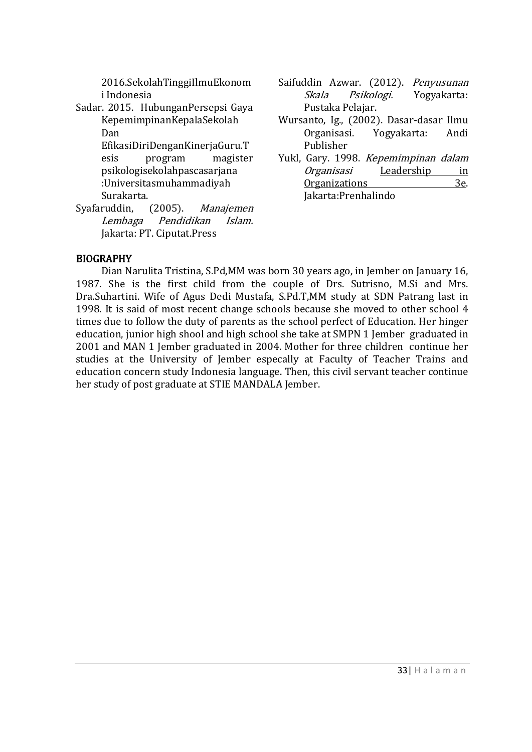2016.SekolahTinggiIlmuEkonomi Indonesia

Sadar. 2015. HubunganPersepsi Gaya KepemimpinanKepalaSekolah Dan EfikasiDiriDenganKinerjaGuru.Tesis program magister psikologisekolahpascasarjana :Universitasmuhammadiyah Surakarta.

Syafaruddin, (2005). *Manajemen Lembaga Pendidikan Islam.* Jakarta: PT. Ciputat.Press

Saifuddin Azwar. (2012). *Penyusunan Skala Psikologi.* Yogyakarta: Pustaka Pelajar.

Wursanto, Ig., (2002). Dasar-dasar Ilmu Organisasi. Yogyakarta: Andi Publisher

Yukl, Gary. 1998. *Kepemimpinan dalam Organisasi* Leadership in Organizations 3e. Jakarta:Prenhalindo

## BIOGRAPHY

Dian Narulita Tristina, S.Pd,MM was born 30 years ago, in Jember on January 16, 1987. She is the first child from the couple of Drs. Sutrisno, M.Si and Mrs. Dra.Suhartini. Wife of Agus Dedi Mustafa, S.Pd.T,MM study at SDN Patrang last in 1998. It is said of most recent change schools because she moved to other school 4 times due to follow the duty of parents as the school perfect of Education. Her hinger education, junior high shool and high school she take at SMPN 1 Jember graduated in 2001 and MAN 1 Jember graduated in 2004. Mother for three children continue her studies at the University of Jember especally at Faculty of Teacher Trains and education concern study Indonesia language. Then, this civil servant teacher continue her study of post graduate at STIE MANDALA Jember.